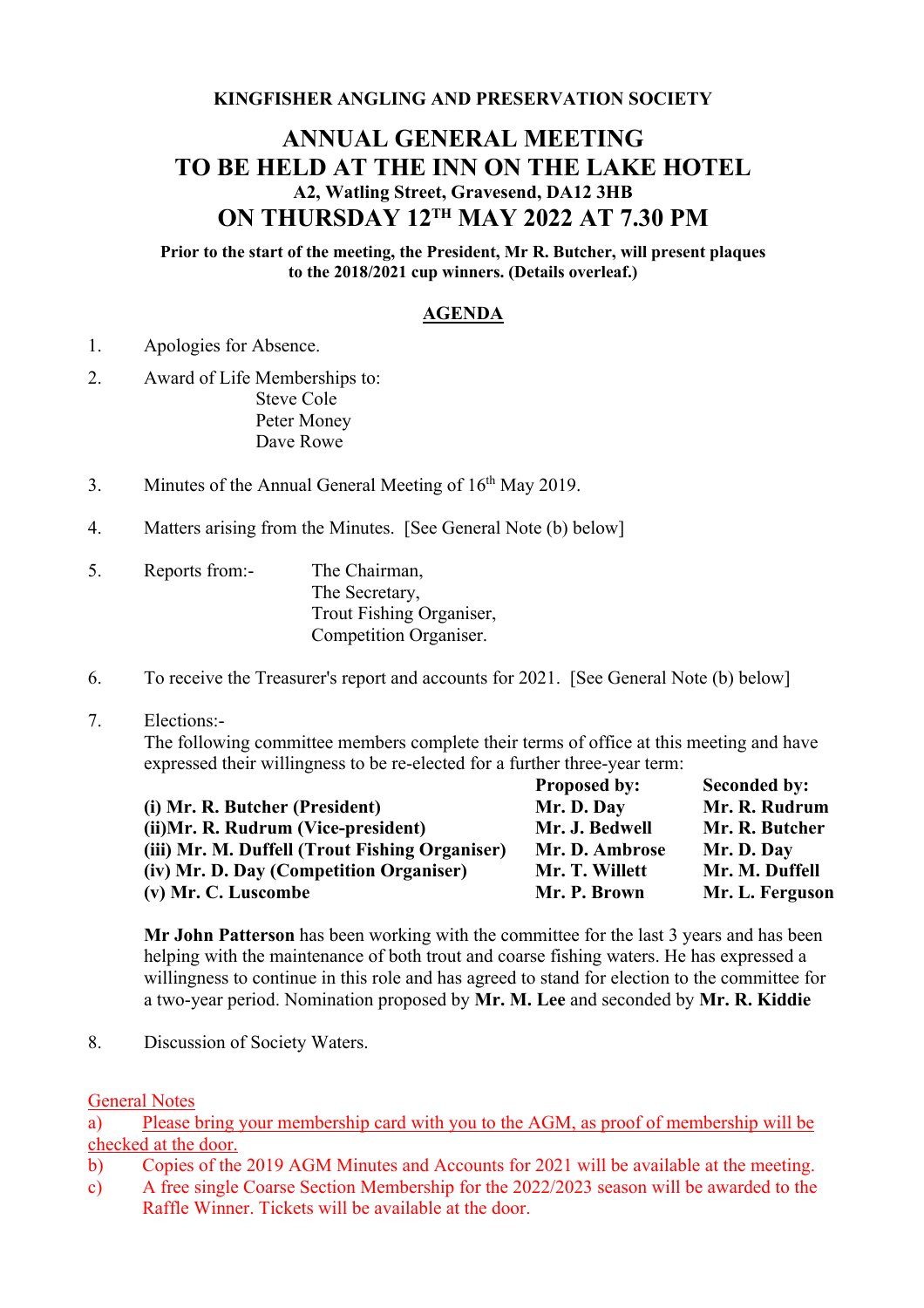**KINGFISHER ANGLING AND PRESERVATION SOCIETY**

# ANNUAL GENERAL MEETING
# TO BE HELD AT THE INN ON THE LAKE HOTEL
### A2, Watling Street, Gravesend, DA12 3HB
# ON THURSDAY 12TH MAY 2022 AT 7.30 PM

**Prior to the start of the meeting, the President, Mr R. Butcher, will present plaques to the 2018/2021 cup winners. (Details overleaf.)**

## AGENDA

1. Apologies for Absence.

2. Award of Life Memberships to:
   - Steve Cole
   - Peter Money
   - Dave Rowe

3. Minutes of the Annual General Meeting of 16th May 2019.

4. Matters arising from the Minutes. [See General Note (b) below]

5. Reports from:-
   - The Chairman,
   - The Secretary,
   - Trout Fishing Organiser,
   - Competition Organiser.

6. To receive the Treasurer's report and accounts for 2021. [See General Note (b) below]

7. Elections:-
   The following committee members complete their terms of office at this meeting and have expressed their willingness to be re-elected for a further three-year term:

| | **Proposed by:** | **Seconded by:** |
|---|---|---|
| **(i) Mr. R. Butcher (President)** | **Mr. D. Day** | **Mr. R. Rudrum** |
| **(ii)Mr. R. Rudrum (Vice-president)** | **Mr. J. Bedwell** | **Mr. R. Butcher** |
| **(iii) Mr. M. Duffell (Trout Fishing Organiser)** | **Mr. D. Ambrose** | **Mr. D. Day** |
| **(iv) Mr. D. Day (Competition Organiser)** | **Mr. T. Willett** | **Mr. M. Duffell** |
| **(v) Mr. C. Luscombe** | **Mr. P. Brown** | **Mr. L. Ferguson** |

   **Mr John Patterson** has been working with the committee for the last 3 years and has been helping with the maintenance of both trout and coarse fishing waters. He has expressed a willingness to continue in this role and has agreed to stand for election to the committee for a two-year period. Nomination proposed by **Mr. M. Lee** and seconded by **Mr. R. Kiddie**

8. Discussion of Society Waters.

General Notes

a) Please bring your membership card with you to the AGM, as proof of membership will be checked at the door.

b) Copies of the 2019 AGM Minutes and Accounts for 2021 will be available at the meeting.

c) A free single Coarse Section Membership for the 2022/2023 season will be awarded to the Raffle Winner. Tickets will be available at the door.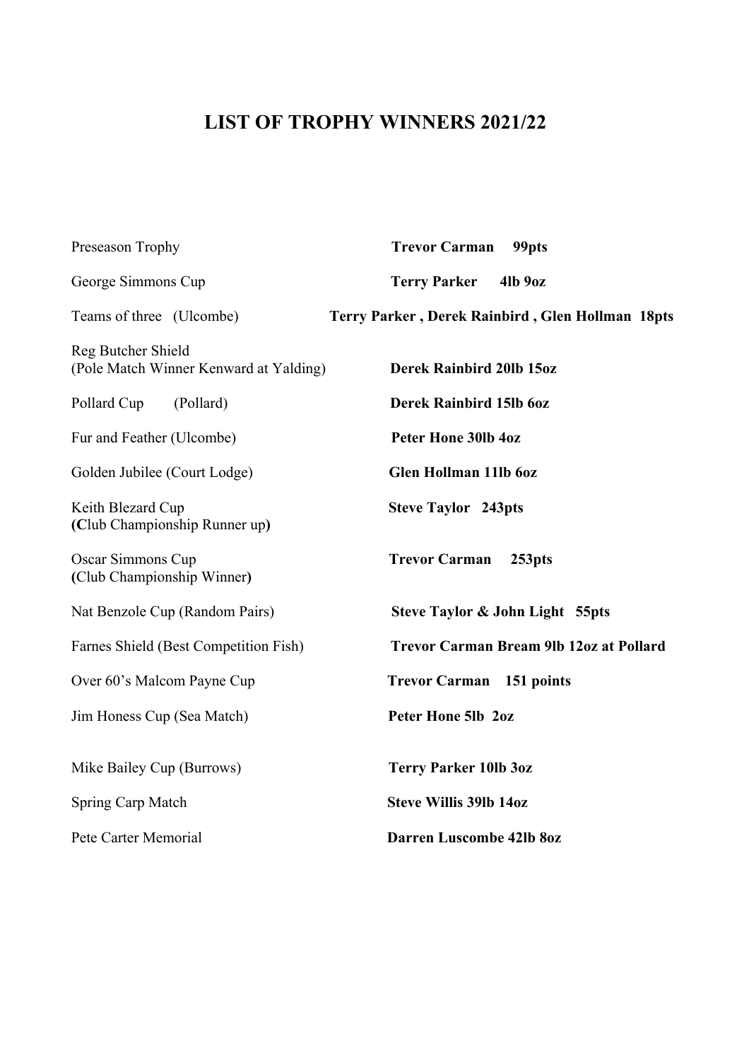# LIST OF TROPHY WINNERS 2021/22

| | |
|---|---|
| Preseason Trophy | **Trevor Carman 99pts** |
| George Simmons Cup | **Terry Parker 4lb 9oz** |
| Teams of three (Ulcombe) | **Terry Parker , Derek Rainbird , Glen Hollman 18pts** |
| Reg Butcher Shield (Pole Match Winner Kenward at Yalding) | **Derek Rainbird 20lb 15oz** |
| Pollard Cup (Pollard) | **Derek Rainbird 15lb 6oz** |
| Fur and Feather (Ulcombe) | **Peter Hone 30lb 4oz** |
| Golden Jubilee (Court Lodge) | **Glen Hollman 11lb 6oz** |
| Keith Blezard Cup **(**Club Championship Runner up**)** | **Steve Taylor 243pts** |
| Oscar Simmons Cup **(**Club Championship Winner**)** | **Trevor Carman 253pts** |
| Nat Benzole Cup (Random Pairs) | **Steve Taylor & John Light 55pts** |
| Farnes Shield (Best Competition Fish) | **Trevor Carman Bream 9lb 12oz at Pollard** |
| Over 60's Malcom Payne Cup | **Trevor Carman 151 points** |
| Jim Honess Cup (Sea Match) | **Peter Hone 5lb 2oz** |
| Mike Bailey Cup (Burrows) | **Terry Parker 10lb 3oz** |
| Spring Carp Match | **Steve Willis 39lb 14oz** |
| Pete Carter Memorial | **Darren Luscombe 42lb 8oz** |